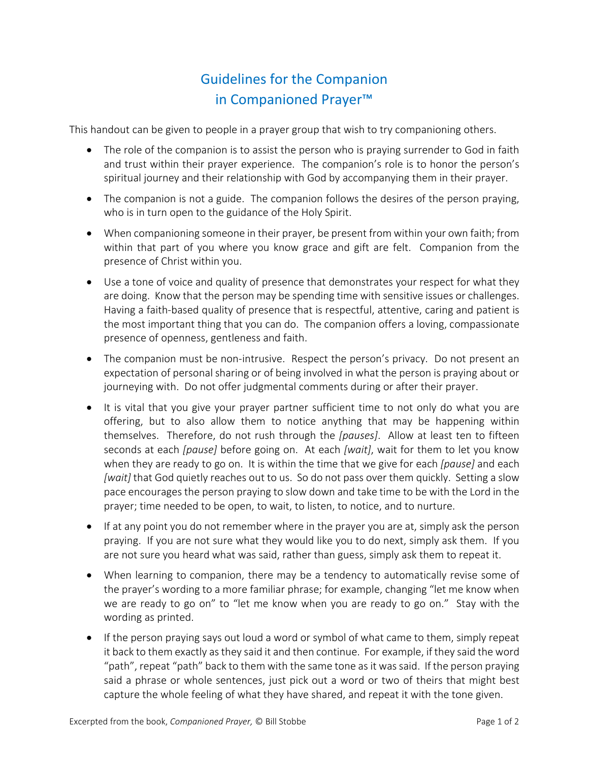# Guidelines for the Companion in Companioned Prayer™

This handout can be given to people in a prayer group that wish to try companioning others.

- The role of the companion is to assist the person who is praying surrender to God in faith and trust within their prayer experience. The companion's role is to honor the person's spiritual journey and their relationship with God by accompanying them in their prayer.

- The companion is not a guide. The companion follows the desires of the person praying, who is in turn open to the guidance of the Holy Spirit.

- When companioning someone in their prayer, be present from within your own faith; from within that part of you where you know grace and gift are felt. Companion from the presence of Christ within you.

- Use a tone of voice and quality of presence that demonstrates your respect for what they are doing. Know that the person may be spending time with sensitive issues or challenges. Having a faith-based quality of presence that is respectful, attentive, caring and patient is the most important thing that you can do. The companion offers a loving, compassionate presence of openness, gentleness and faith.

- The companion must be non-intrusive. Respect the person's privacy. Do not present an expectation of personal sharing or of being involved in what the person is praying about or journeying with. Do not offer judgmental comments during or after their prayer.

- It is vital that you give your prayer partner sufficient time to not only do what you are offering, but to also allow them to notice anything that may be happening within themselves. Therefore, do not rush through the *[pauses]*. Allow at least ten to fifteen seconds at each *[pause]* before going on. At each *[wait]*, wait for them to let you know when they are ready to go on. It is within the time that we give for each *[pause]* and each *[wait]* that God quietly reaches out to us. So do not pass over them quickly. Setting a slow pace encourages the person praying to slow down and take time to be with the Lord in the prayer; time needed to be open, to wait, to listen, to notice, and to nurture.

- If at any point you do not remember where in the prayer you are at, simply ask the person praying. If you are not sure what they would like you to do next, simply ask them. If you are not sure you heard what was said, rather than guess, simply ask them to repeat it.

- When learning to companion, there may be a tendency to automatically revise some of the prayer's wording to a more familiar phrase; for example, changing "let me know when we are ready to go on" to "let me know when you are ready to go on." Stay with the wording as printed.

- If the person praying says out loud a word or symbol of what came to them, simply repeat it back to them exactly as they said it and then continue. For example, if they said the word "path", repeat "path" back to them with the same tone as it was said. If the person praying said a phrase or whole sentences, just pick out a word or two of theirs that might best capture the whole feeling of what they have shared, and repeat it with the tone given.

Excerpted from the book, *Companioned Prayer,* © Bill Stobbe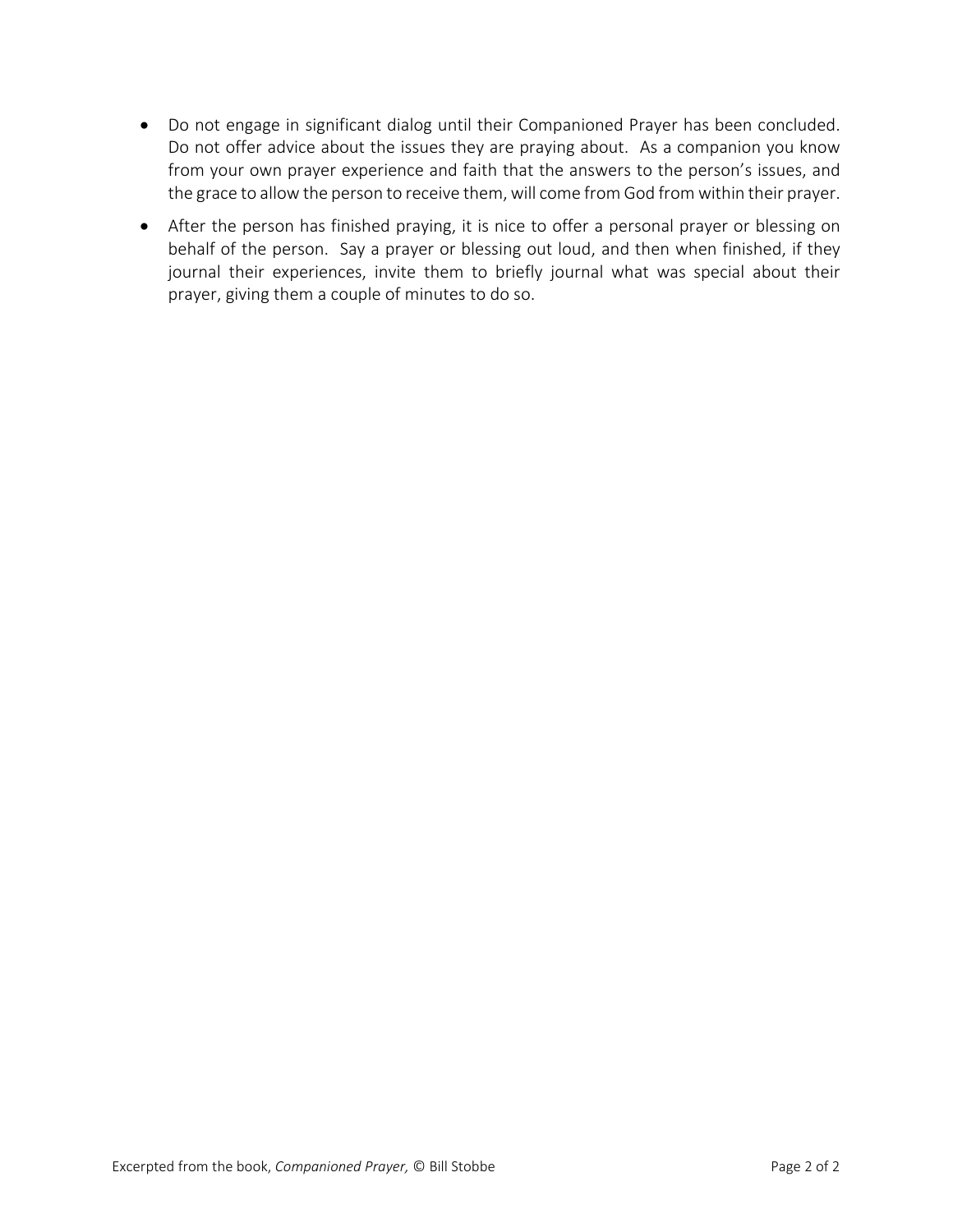- Do not engage in significant dialog until their Companioned Prayer has been concluded. Do not offer advice about the issues they are praying about. As a companion you know from your own prayer experience and faith that the answers to the person's issues, and the grace to allow the person to receive them, will come from God from within their prayer.
- After the person has finished praying, it is nice to offer a personal prayer or blessing on behalf of the person. Say a prayer or blessing out loud, and then when finished, if they journal their experiences, invite them to briefly journal what was special about their prayer, giving them a couple of minutes to do so.